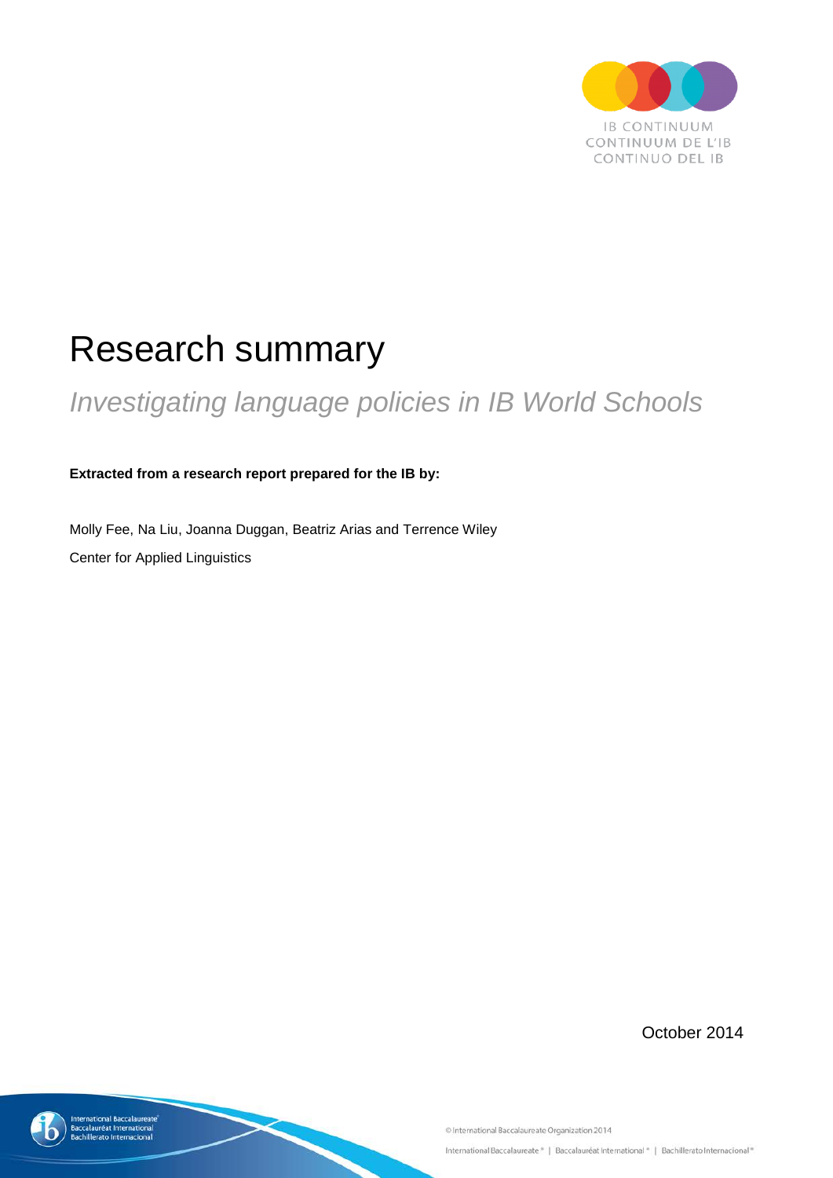IB CONTINUUM
CONTINUUM DE L'IB
CONTINUO DEL IB

# Research summary

## *Investigating language policies in IB World Schools*

**Extracted from a research report prepared for the IB by:**

Molly Fee, Na Liu, Joanna Duggan, Beatriz Arias and Terrence Wiley

Center for Applied Linguistics

October 2014

© International Baccalaureate Organization 2014

International Baccalaureate® | Baccalauréat International® | Bachillerato Internacional®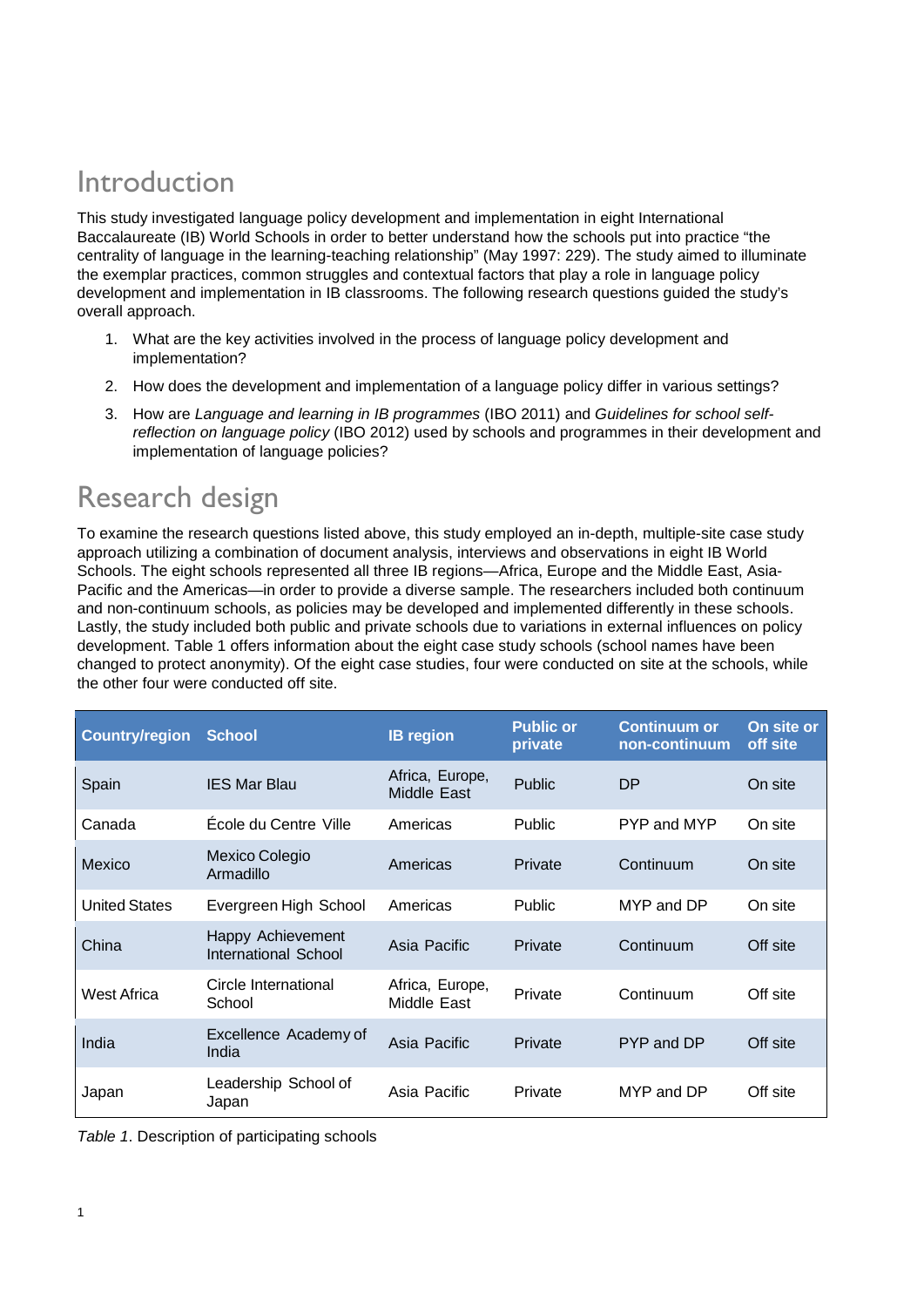# Introduction

This study investigated language policy development and implementation in eight International Baccalaureate (IB) World Schools in order to better understand how the schools put into practice "the centrality of language in the learning-teaching relationship" (May 1997: 229). The study aimed to illuminate the exemplar practices, common struggles and contextual factors that play a role in language policy development and implementation in IB classrooms. The following research questions guided the study's overall approach.

1. What are the key activities involved in the process of language policy development and implementation?
2. How does the development and implementation of a language policy differ in various settings?
3. How are *Language and learning in IB programmes* (IBO 2011) and *Guidelines for school self-reflection on language policy* (IBO 2012) used by schools and programmes in their development and implementation of language policies?

# Research design

To examine the research questions listed above, this study employed an in-depth, multiple-site case study approach utilizing a combination of document analysis, interviews and observations in eight IB World Schools. The eight schools represented all three IB regions—Africa, Europe and the Middle East, Asia-Pacific and the Americas—in order to provide a diverse sample. The researchers included both continuum and non-continuum schools, as policies may be developed and implemented differently in these schools. Lastly, the study included both public and private schools due to variations in external influences on policy development. Table 1 offers information about the eight case study schools (school names have been changed to protect anonymity). Of the eight case studies, four were conducted on site at the schools, while the other four were conducted off site.

| Country/region | School | IB region | Public or private | Continuum or non-continuum | On site or off site |
|---|---|---|---|---|---|
| Spain | IES Mar Blau | Africa, Europe, Middle East | Public | DP | On site |
| Canada | École du Centre Ville | Americas | Public | PYP and MYP | On site |
| Mexico | Mexico Colegio Armadillo | Americas | Private | Continuum | On site |
| United States | Evergreen High School | Americas | Public | MYP and DP | On site |
| China | Happy Achievement International School | Asia Pacific | Private | Continuum | Off site |
| West Africa | Circle International School | Africa, Europe, Middle East | Private | Continuum | Off site |
| India | Excellence Academy of India | Asia Pacific | Private | PYP and DP | Off site |
| Japan | Leadership School of Japan | Asia Pacific | Private | MYP and DP | Off site |

*Table 1*. Description of participating schools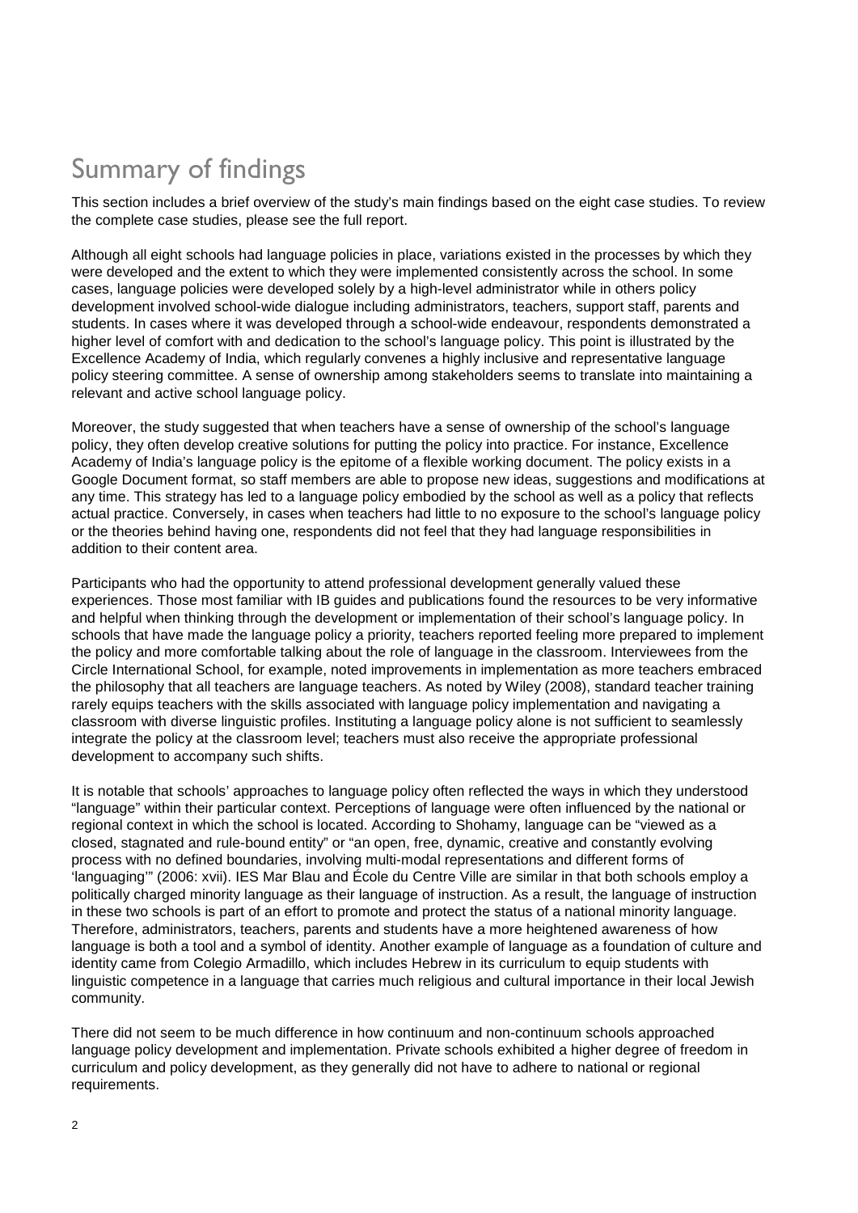# Summary of findings

This section includes a brief overview of the study's main findings based on the eight case studies. To review the complete case studies, please see the full report.

Although all eight schools had language policies in place, variations existed in the processes by which they were developed and the extent to which they were implemented consistently across the school. In some cases, language policies were developed solely by a high-level administrator while in others policy development involved school-wide dialogue including administrators, teachers, support staff, parents and students. In cases where it was developed through a school-wide endeavour, respondents demonstrated a higher level of comfort with and dedication to the school's language policy. This point is illustrated by the Excellence Academy of India, which regularly convenes a highly inclusive and representative language policy steering committee. A sense of ownership among stakeholders seems to translate into maintaining a relevant and active school language policy.

Moreover, the study suggested that when teachers have a sense of ownership of the school's language policy, they often develop creative solutions for putting the policy into practice. For instance, Excellence Academy of India's language policy is the epitome of a flexible working document. The policy exists in a Google Document format, so staff members are able to propose new ideas, suggestions and modifications at any time. This strategy has led to a language policy embodied by the school as well as a policy that reflects actual practice. Conversely, in cases when teachers had little to no exposure to the school's language policy or the theories behind having one, respondents did not feel that they had language responsibilities in addition to their content area.

Participants who had the opportunity to attend professional development generally valued these experiences. Those most familiar with IB guides and publications found the resources to be very informative and helpful when thinking through the development or implementation of their school's language policy. In schools that have made the language policy a priority, teachers reported feeling more prepared to implement the policy and more comfortable talking about the role of language in the classroom. Interviewees from the Circle International School, for example, noted improvements in implementation as more teachers embraced the philosophy that all teachers are language teachers. As noted by Wiley (2008), standard teacher training rarely equips teachers with the skills associated with language policy implementation and navigating a classroom with diverse linguistic profiles. Instituting a language policy alone is not sufficient to seamlessly integrate the policy at the classroom level; teachers must also receive the appropriate professional development to accompany such shifts.

It is notable that schools' approaches to language policy often reflected the ways in which they understood "language" within their particular context. Perceptions of language were often influenced by the national or regional context in which the school is located. According to Shohamy, language can be "viewed as a closed, stagnated and rule-bound entity" or "an open, free, dynamic, creative and constantly evolving process with no defined boundaries, involving multi-modal representations and different forms of 'languaging'" (2006: xvii). IES Mar Blau and École du Centre Ville are similar in that both schools employ a politically charged minority language as their language of instruction. As a result, the language of instruction in these two schools is part of an effort to promote and protect the status of a national minority language. Therefore, administrators, teachers, parents and students have a more heightened awareness of how language is both a tool and a symbol of identity. Another example of language as a foundation of culture and identity came from Colegio Armadillo, which includes Hebrew in its curriculum to equip students with linguistic competence in a language that carries much religious and cultural importance in their local Jewish community.

There did not seem to be much difference in how continuum and non-continuum schools approached language policy development and implementation. Private schools exhibited a higher degree of freedom in curriculum and policy development, as they generally did not have to adhere to national or regional requirements.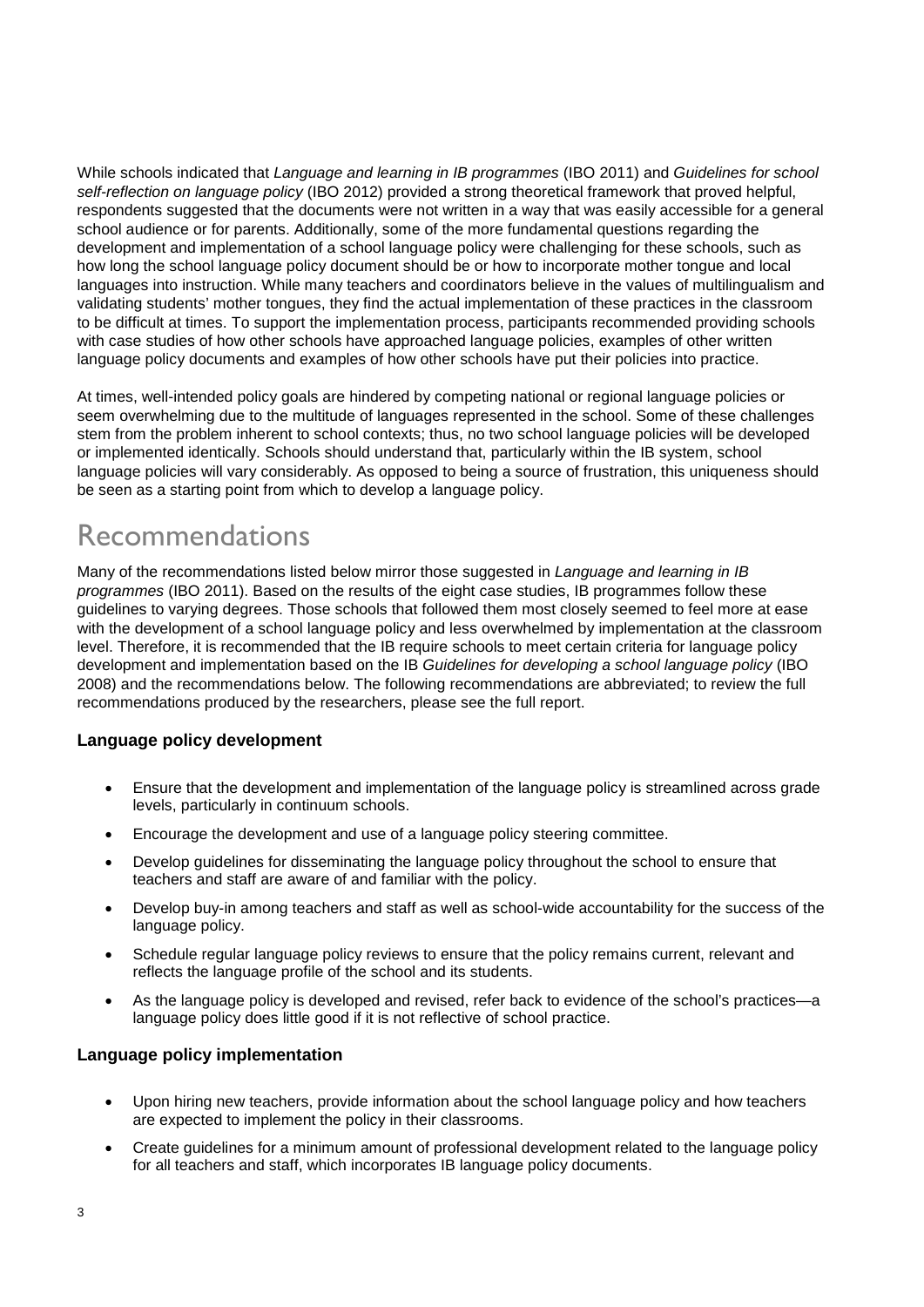While schools indicated that *Language and learning in IB programmes* (IBO 2011) and *Guidelines for school self-reflection on language policy* (IBO 2012) provided a strong theoretical framework that proved helpful, respondents suggested that the documents were not written in a way that was easily accessible for a general school audience or for parents. Additionally, some of the more fundamental questions regarding the development and implementation of a school language policy were challenging for these schools, such as how long the school language policy document should be or how to incorporate mother tongue and local languages into instruction. While many teachers and coordinators believe in the values of multilingualism and validating students' mother tongues, they find the actual implementation of these practices in the classroom to be difficult at times. To support the implementation process, participants recommended providing schools with case studies of how other schools have approached language policies, examples of other written language policy documents and examples of how other schools have put their policies into practice.

At times, well-intended policy goals are hindered by competing national or regional language policies or seem overwhelming due to the multitude of languages represented in the school. Some of these challenges stem from the problem inherent to school contexts; thus, no two school language policies will be developed or implemented identically. Schools should understand that, particularly within the IB system, school language policies will vary considerably. As opposed to being a source of frustration, this uniqueness should be seen as a starting point from which to develop a language policy.

# Recommendations

Many of the recommendations listed below mirror those suggested in *Language and learning in IB programmes* (IBO 2011). Based on the results of the eight case studies, IB programmes follow these guidelines to varying degrees. Those schools that followed them most closely seemed to feel more at ease with the development of a school language policy and less overwhelmed by implementation at the classroom level. Therefore, it is recommended that the IB require schools to meet certain criteria for language policy development and implementation based on the IB *Guidelines for developing a school language policy* (IBO 2008) and the recommendations below. The following recommendations are abbreviated; to review the full recommendations produced by the researchers, please see the full report.

### Language policy development

- Ensure that the development and implementation of the language policy is streamlined across grade levels, particularly in continuum schools.
- Encourage the development and use of a language policy steering committee.
- Develop guidelines for disseminating the language policy throughout the school to ensure that teachers and staff are aware of and familiar with the policy.
- Develop buy-in among teachers and staff as well as school-wide accountability for the success of the language policy.
- Schedule regular language policy reviews to ensure that the policy remains current, relevant and reflects the language profile of the school and its students.
- As the language policy is developed and revised, refer back to evidence of the school's practices—a language policy does little good if it is not reflective of school practice.

### Language policy implementation

- Upon hiring new teachers, provide information about the school language policy and how teachers are expected to implement the policy in their classrooms.
- Create guidelines for a minimum amount of professional development related to the language policy for all teachers and staff, which incorporates IB language policy documents.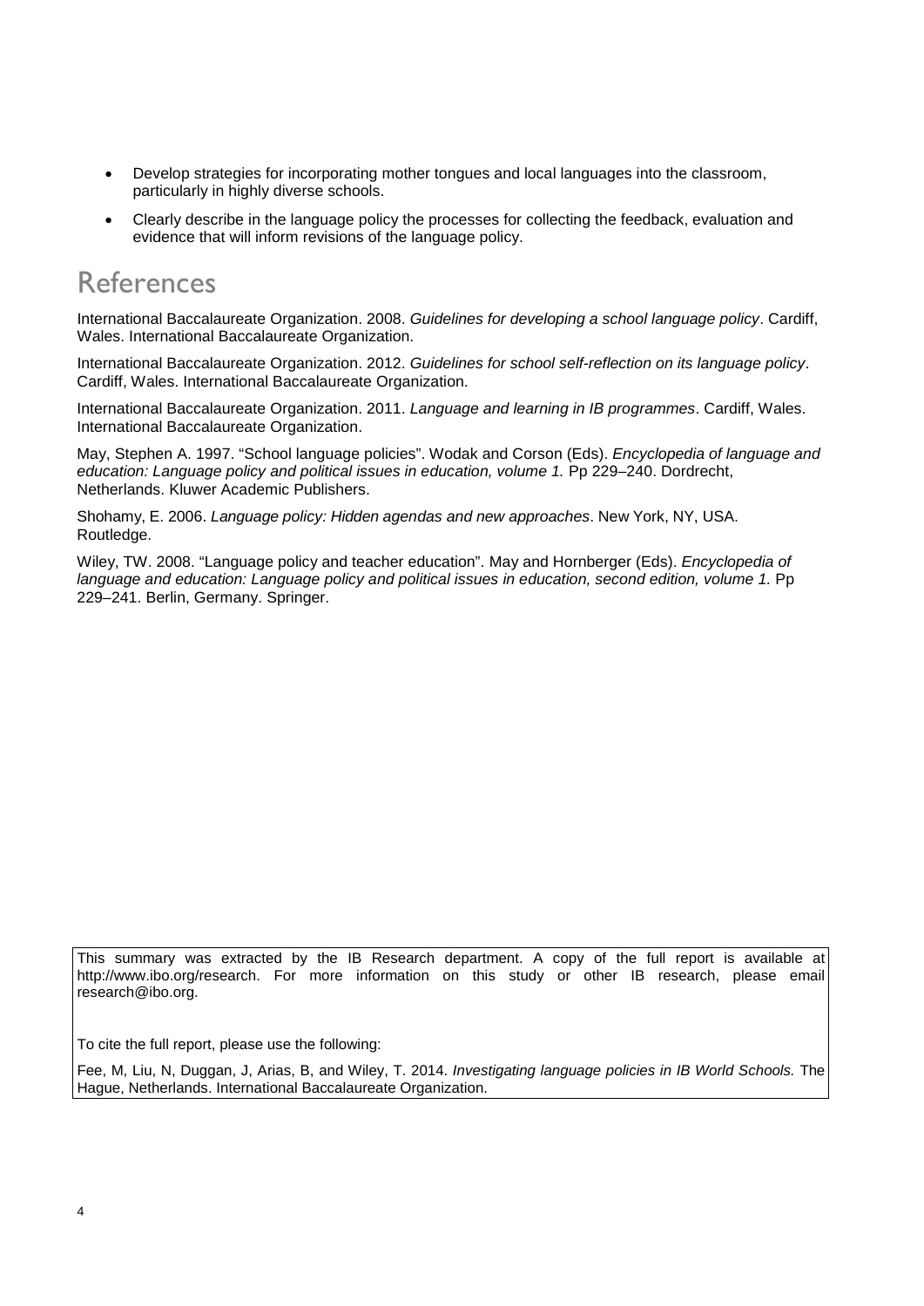- Develop strategies for incorporating mother tongues and local languages into the classroom, particularly in highly diverse schools.
- Clearly describe in the language policy the processes for collecting the feedback, evaluation and evidence that will inform revisions of the language policy.

## References

International Baccalaureate Organization. 2008. *Guidelines for developing a school language policy*. Cardiff, Wales. International Baccalaureate Organization.

International Baccalaureate Organization. 2012. *Guidelines for school self-reflection on its language policy*. Cardiff, Wales. International Baccalaureate Organization.

International Baccalaureate Organization. 2011. *Language and learning in IB programmes*. Cardiff, Wales. International Baccalaureate Organization.

May, Stephen A. 1997. "School language policies". Wodak and Corson (Eds). *Encyclopedia of language and education: Language policy and political issues in education, volume 1.* Pp 229–240. Dordrecht, Netherlands. Kluwer Academic Publishers.

Shohamy, E. 2006. *Language policy: Hidden agendas and new approaches*. New York, NY, USA. Routledge.

Wiley, TW. 2008. "Language policy and teacher education". May and Hornberger (Eds). *Encyclopedia of language and education: Language policy and political issues in education, second edition, volume 1.* Pp 229–241. Berlin, Germany. Springer.

This summary was extracted by the IB Research department. A copy of the full report is available at http://www.ibo.org/research. For more information on this study or other IB research, please email research@ibo.org.

To cite the full report, please use the following:

Fee, M, Liu, N, Duggan, J, Arias, B, and Wiley, T. 2014. *Investigating language policies in IB World Schools.* The Hague, Netherlands. International Baccalaureate Organization.